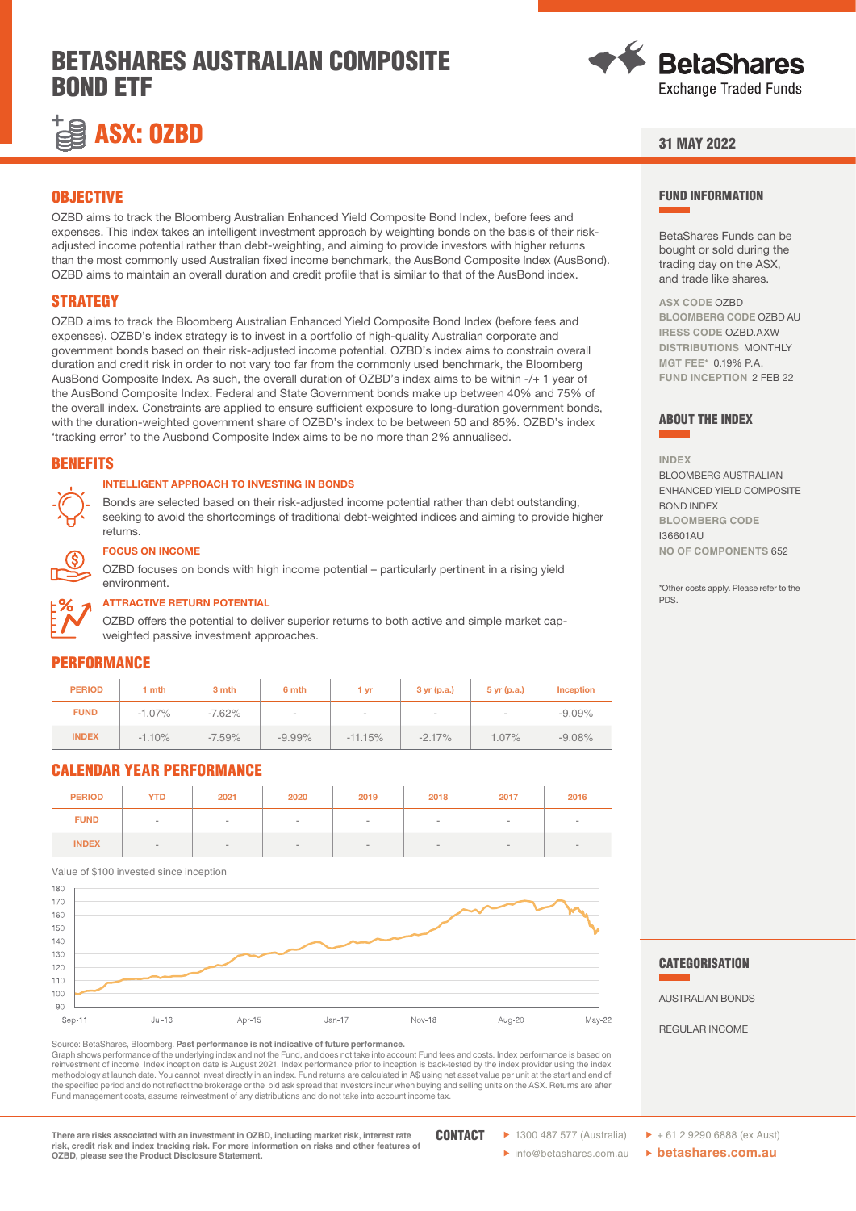# BETASHARES AUSTRALIAN COMPOSITE BOND ETF

## ASX: OZBD

31 MAY 2022

## OBJECTIVE

OZBD aims to track the Bloomberg Australian Enhanced Yield Composite Bond Index, before fees and expenses. This index takes an intelligent investment approach by weighting bonds on the basis of their risk-adjusted income potential rather than debt-weighting, and aiming to provide investors with higher returns than the most commonly used Australian fixed income benchmark, the AusBond Composite Index (AusBond). OZBD aims to maintain an overall duration and credit profile that is similar to that of the AusBond index.

## STRATEGY

OZBD aims to track the Bloomberg Australian Enhanced Yield Composite Bond Index (before fees and expenses). OZBD's index strategy is to invest in a portfolio of high-quality Australian corporate and government bonds based on their risk-adjusted income potential. OZBD's index aims to constrain overall duration and credit risk in order to not vary too far from the commonly used benchmark, the Bloomberg AusBond Composite Index. As such, the overall duration of OZBD's index aims to be within -/+ 1 year of the AusBond Composite Index. Federal and State Government bonds make up between 40% and 75% of the overall index. Constraints are applied to ensure sufficient exposure to long-duration government bonds, with the duration-weighted government share of OZBD's index to be between 50 and 85%. OZBD's index 'tracking error' to the Ausbond Composite Index aims to be no more than 2% annualised.

## BENEFITS

### INTELLIGENT APPROACH TO INVESTING IN BONDS

Bonds are selected based on their risk-adjusted income potential rather than debt outstanding, seeking to avoid the shortcomings of traditional debt-weighted indices and aiming to provide higher returns.

### FOCUS ON INCOME

OZBD focuses on bonds with high income potential – particularly pertinent in a rising yield environment.

### ATTRACTIVE RETURN POTENTIAL

OZBD offers the potential to deliver superior returns to both active and simple market cap-weighted passive investment approaches.

## PERFORMANCE

| PERIOD | 1 mth | 3 mth | 6 mth | 1 yr | 3 yr (p.a.) | 5 yr (p.a.) | Inception |
|---|---|---|---|---|---|---|---|
| FUND | -1.07% | -7.62% | - | - | - | - | -9.09% |
| INDEX | -1.10% | -7.59% | -9.99% | -11.15% | -2.17% | 1.07% | -9.08% |

## CALENDAR YEAR PERFORMANCE

| PERIOD | YTD | 2021 | 2020 | 2019 | 2018 | 2017 | 2016 |
|---|---|---|---|---|---|---|---|
| FUND | - | - | - | - | - | - | - |
| INDEX | - | - | - | - | - | - | - |

Value of $100 invested since inception

Source: BetaShares, Bloomberg. **Past performance is not indicative of future performance.**
Graph shows performance of the underlying index and not the Fund, and does not take into account Fund fees and costs. Index performance is based on reinvestment of income. Index inception date is August 2021. Index performance prior to inception is back-tested by the index provider using the index methodology at launch date. You cannot invest directly in an index. Fund returns are calculated in A$ using net asset value per unit at the start and end of the specified period and do not reflect the brokerage or the bid ask spread that investors incur when buying and selling units on the ASX. Returns are after Fund management costs, assume reinvestment of any distributions and do not take into account income tax.

## FUND INFORMATION

BetaShares Funds can be bought or sold during the trading day on the ASX, and trade like shares.

**ASX CODE** OZBD
**BLOOMBERG CODE** OZBD AU
**IRESS CODE** OZBD.AXW
**DISTRIBUTIONS** MONTHLY
**MGT FEE*** 0.19% P.A.
**FUND INCEPTION** 2 FEB 22

## ABOUT THE INDEX

**INDEX**
BLOOMBERG AUSTRALIAN ENHANCED YIELD COMPOSITE BOND INDEX
**BLOOMBERG CODE**
I36601AU
**NO OF COMPONENTS** 652

*Other costs apply. Please refer to the PDS.

## CATEGORISATION

AUSTRALIAN BONDS

REGULAR INCOME

**There are risks associated with an investment in OZBD, including market risk, interest rate risk, credit risk and index tracking risk. For more information on risks and other features of OZBD, please see the Product Disclosure Statement.**

**CONTACT**
- 1300 487 577 (Australia)
- info@betashares.com.au
- + 61 2 9290 6888 (ex Aust)
- betashares.com.au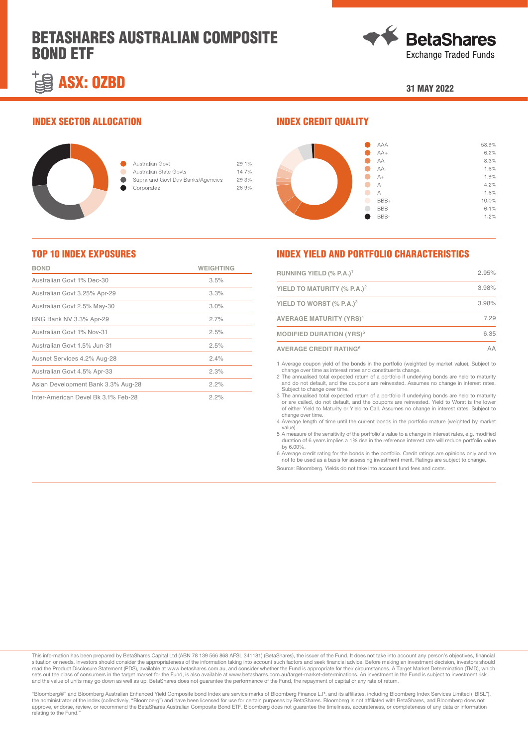# BETASHARES AUSTRALIAN COMPOSITE BOND ETF

## ASX: OZBD

31 MAY 2022

## INDEX SECTOR ALLOCATION

Australian Govt 29.1%
Australian State Govts 14.7%
Supra and Govt Dev Banks/Agencies 29.3%
Corporates 26.9%

## INDEX CREDIT QUALITY

AAA 58.9%
AA+ 6.2%
AA 8.3%
AA- 1.6%
A+ 1.9%
A 4.2%
A- 1.6%
BBB+ 10.0%
BBB 6.1%
BBB- 1.2%

## TOP 10 INDEX EXPOSURES

| BOND | WEIGHTING |
|---|---|
| Australian Govt 1% Dec-30 | 3.5% |
| Australian Govt 3.25% Apr-29 | 3.3% |
| Australian Govt 2.5% May-30 | 3.0% |
| BNG Bank NV 3.3% Apr-29 | 2.7% |
| Australian Govt 1% Nov-31 | 2.5% |
| Australian Govt 1.5% Jun-31 | 2.5% |
| Ausnet Services 4.2% Aug-28 | 2.4% |
| Australian Govt 4.5% Apr-33 | 2.3% |
| Asian Development Bank 3.3% Aug-28 | 2.2% |
| Inter-American Devel Bk 3.1% Feb-28 | 2.2% |

## INDEX YIELD AND PORTFOLIO CHARACTERISTICS

| | |
|---|---|
| RUNNING YIELD (% P.A.)[1] | 2.95% |
| YIELD TO MATURITY (% P.A.)[2] | 3.98% |
| YIELD TO WORST (% P.A.)[3] | 3.98% |
| AVERAGE MATURITY (YRS)[4] | 7.29 |
| MODIFIED DURATION (YRS)[5] | 6.35 |
| AVERAGE CREDIT RATING[6] | AA |

1 Average coupon yield of the bonds in the portfolio (weighted by market value). Subject to change over time as interest rates and constituents change.
2 The annualised total expected return of a portfolio if underlying bonds are held to maturity and do not default, and the coupons are reinvested. Assumes no change in interest rates. Subject to change over time.
3 The annualised total expected return of a portfolio if underlying bonds are held to maturity or are called, do not default, and the coupons are reinvested. Yield to Worst is the lower of either Yield to Maturity or Yield to Call. Assumes no change in interest rates. Subject to change over time.
4 Average length of time until the current bonds in the portfolio mature (weighted by market value).
5 A measure of the sensitivity of the portfolio's value to a change in interest rates, e.g. modified duration of 6 years implies a 1% rise in the reference interest rate will reduce portfolio value by 6.00%.
6 Average credit rating for the bonds in the portfolio. Credit ratings are opinions only and are not to be used as a basis for assessing investment merit. Ratings are subject to change.

Source: Bloomberg. Yields do not take into account fund fees and costs.

This information has been prepared by BetaShares Capital Ltd (ABN 78 139 566 868 AFSL 341181) (BetaShares), the issuer of the Fund. It does not take into account any person's objectives, financial situation or needs. Investors should consider the appropriateness of the information taking into account such factors and seek financial advice. Before making an investment decision, investors should read the Product Disclosure Statement (PDS), available at www.betashares.com.au, and consider whether the Fund is appropriate for their circumstances. A Target Market Determination (TMD), which sets out the class of consumers in the target market for the Fund, is also available at www.betashares.com.au/target-market-determinations. An investment in the Fund is subject to investment risk and the value of units may go down as well as up. BetaShares does not guarantee the performance of the Fund, the repayment of capital or any rate of return.

"Bloomberg®" and Bloomberg Australian Enhanced Yield Composite bond Index are service marks of Bloomberg Finance L.P. and its affiliates, including Bloomberg Index Services Limited ("BISL"), the administrator of the index (collectively, "Bloomberg") and have been licensed for use for certain purposes by BetaShares. Bloomberg is not affiliated with BetaShares, and Bloomberg does not approve, endorse, review, or recommend the BetaShares Australian Composite Bond ETF. Bloomberg does not guarantee the timeliness, accurateness, or completeness of any data or information relating to the Fund."